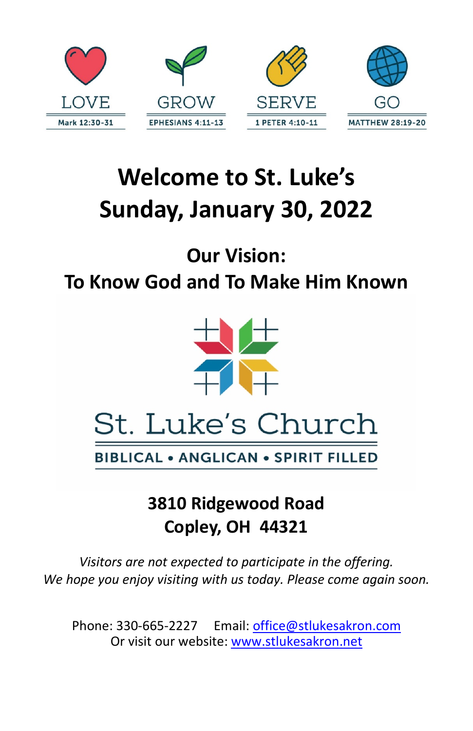| LOVE | GROW | SERVE | GO |
|---|---|---|---|
| Mark 12:30-31 | EPHESIANS 4:11-13 | 1 PETER 4:10-11 | MATTHEW 28:19-20 |

# Welcome to St. Luke's
# Sunday, January 30, 2022

## Our Vision:
## To Know God and To Make Him Known

St. Luke's Church

BIBLICAL • ANGLICAN • SPIRIT FILLED

**3810 Ridgewood Road**
**Copley, OH 44321**

*Visitors are not expected to participate in the offering.*
*We hope you enjoy visiting with us today. Please come again soon.*

Phone: 330-665-2227 Email: office@stlukesakron.com
Or visit our website: www.stlukesakron.net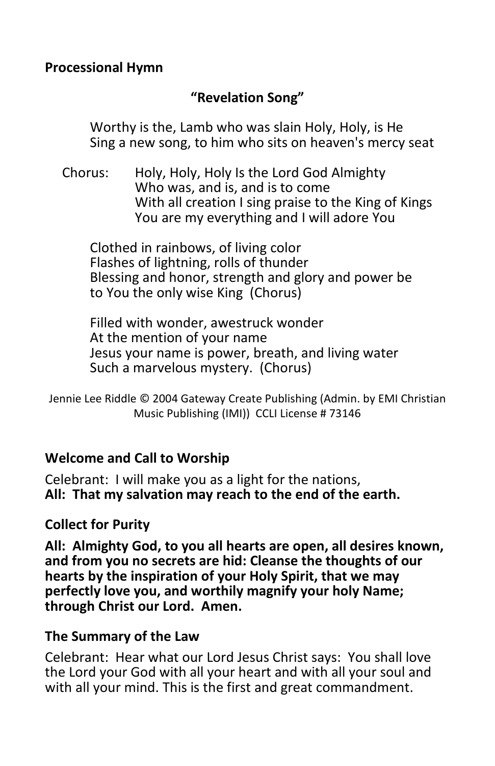**Processional Hymn**

**"Revelation Song"**

Worthy is the, Lamb who was slain Holy, Holy, is He
Sing a new song, to him who sits on heaven's mercy seat

Chorus: Holy, Holy, Holy Is the Lord God Almighty
Who was, and is, and is to come
With all creation I sing praise to the King of Kings
You are my everything and I will adore You

Clothed in rainbows, of living color
Flashes of lightning, rolls of thunder
Blessing and honor, strength and glory and power be
to You the only wise King (Chorus)

Filled with wonder, awestruck wonder
At the mention of your name
Jesus your name is power, breath, and living water
Such a marvelous mystery. (Chorus)

Jennie Lee Riddle © 2004 Gateway Create Publishing (Admin. by EMI Christian Music Publishing (IMI)) CCLI License # 73146

**Welcome and Call to Worship**

Celebrant: I will make you as a light for the nations,
**All: That my salvation may reach to the end of the earth.**

**Collect for Purity**

**All: Almighty God, to you all hearts are open, all desires known, and from you no secrets are hid: Cleanse the thoughts of our hearts by the inspiration of your Holy Spirit, that we may perfectly love you, and worthily magnify your holy Name; through Christ our Lord. Amen.**

**The Summary of the Law**

Celebrant: Hear what our Lord Jesus Christ says: You shall love the Lord your God with all your heart and with all your soul and with all your mind. This is the first and great commandment.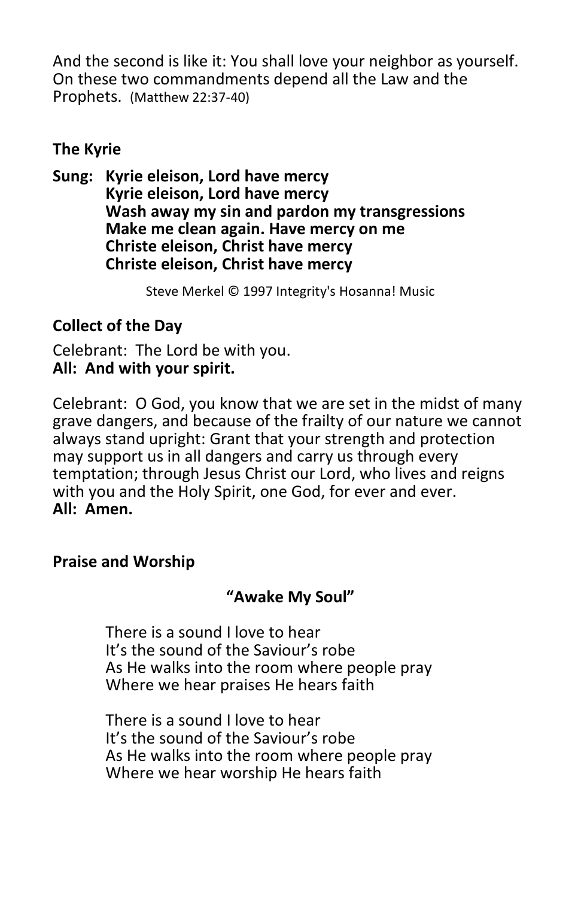And the second is like it: You shall love your neighbor as yourself. On these two commandments depend all the Law and the Prophets. (Matthew 22:37-40)

### The Kyrie

**Sung: Kyrie eleison, Lord have mercy**
**Kyrie eleison, Lord have mercy**
**Wash away my sin and pardon my transgressions**
**Make me clean again. Have mercy on me**
**Christe eleison, Christ have mercy**
**Christe eleison, Christ have mercy**

Steve Merkel © 1997 Integrity's Hosanna! Music

### Collect of the Day

Celebrant: The Lord be with you.
**All: And with your spirit.**

Celebrant: O God, you know that we are set in the midst of many grave dangers, and because of the frailty of our nature we cannot always stand upright: Grant that your strength and protection may support us in all dangers and carry us through every temptation; through Jesus Christ our Lord, who lives and reigns with you and the Holy Spirit, one God, for ever and ever.
**All: Amen.**

### Praise and Worship

**"Awake My Soul"**

There is a sound I love to hear
It's the sound of the Saviour's robe
As He walks into the room where people pray
Where we hear praises He hears faith

There is a sound I love to hear
It's the sound of the Saviour's robe
As He walks into the room where people pray
Where we hear worship He hears faith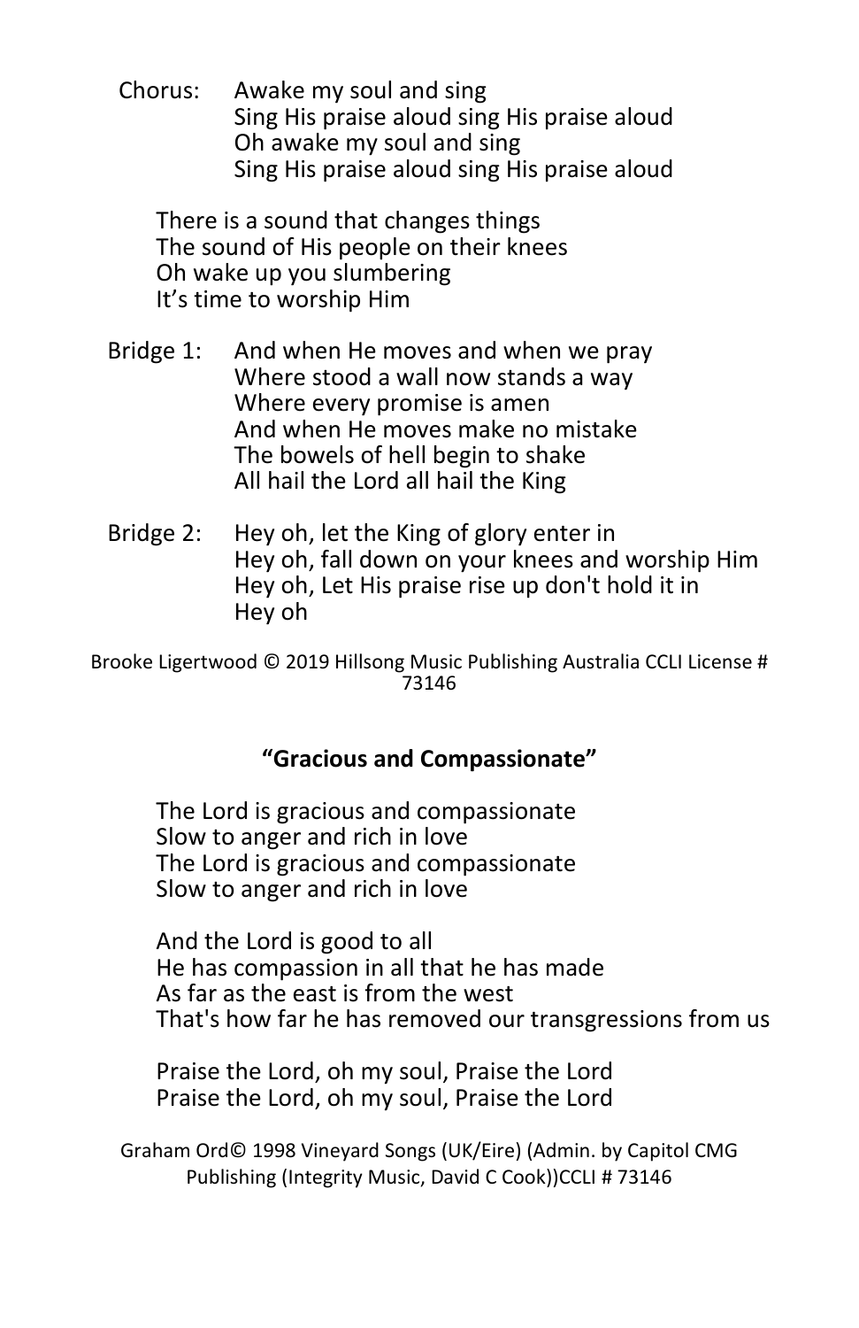Chorus: Awake my soul and sing
Sing His praise aloud sing His praise aloud
Oh awake my soul and sing
Sing His praise aloud sing His praise aloud

There is a sound that changes things
The sound of His people on their knees
Oh wake up you slumbering
It's time to worship Him

Bridge 1: And when He moves and when we pray
Where stood a wall now stands a way
Where every promise is amen
And when He moves make no mistake
The bowels of hell begin to shake
All hail the Lord all hail the King

Bridge 2: Hey oh, let the King of glory enter in
Hey oh, fall down on your knees and worship Him
Hey oh, Let His praise rise up don't hold it in
Hey oh

Brooke Ligertwood © 2019 Hillsong Music Publishing Australia CCLI License # 73146

## **"Gracious and Compassionate"**

The Lord is gracious and compassionate
Slow to anger and rich in love
The Lord is gracious and compassionate
Slow to anger and rich in love

And the Lord is good to all
He has compassion in all that he has made
As far as the east is from the west
That's how far he has removed our transgressions from us

Praise the Lord, oh my soul, Praise the Lord
Praise the Lord, oh my soul, Praise the Lord

Graham Ord© 1998 Vineyard Songs (UK/Eire) (Admin. by Capitol CMG Publishing (Integrity Music, David C Cook))CCLI # 73146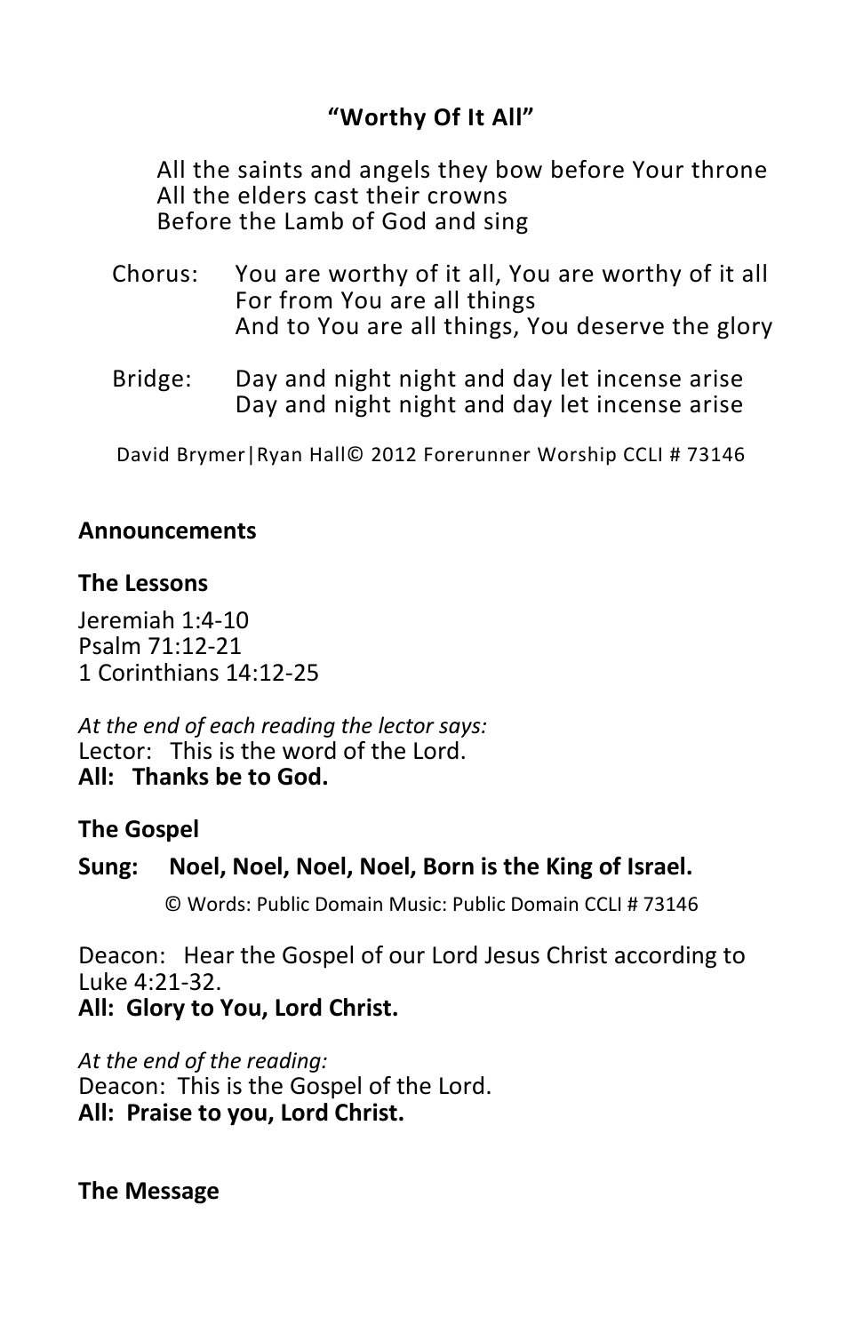**“Worthy Of It All”**

All the saints and angels they bow before Your throne  
All the elders cast their crowns  
Before the Lamb of God and sing

Chorus: You are worthy of it all, You are worthy of it all  
For from You are all things  
And to You are all things, You deserve the glory

Bridge: Day and night night and day let incense arise  
Day and night night and day let incense arise

David Brymer|Ryan Hall© 2012 Forerunner Worship CCLI # 73146

**Announcements**

**The Lessons**

Jeremiah 1:4-10  
Psalm 71:12-21  
1 Corinthians 14:12-25

*At the end of each reading the lector says:*  
Lector: This is the word of the Lord.  
**All: Thanks be to God.**

**The Gospel**

**Sung: Noel, Noel, Noel, Noel, Born is the King of Israel.**

© Words: Public Domain Music: Public Domain CCLI # 73146

Deacon: Hear the Gospel of our Lord Jesus Christ according to Luke 4:21-32.  
**All: Glory to You, Lord Christ.**

*At the end of the reading:*  
Deacon: This is the Gospel of the Lord.  
**All: Praise to you, Lord Christ.**

**The Message**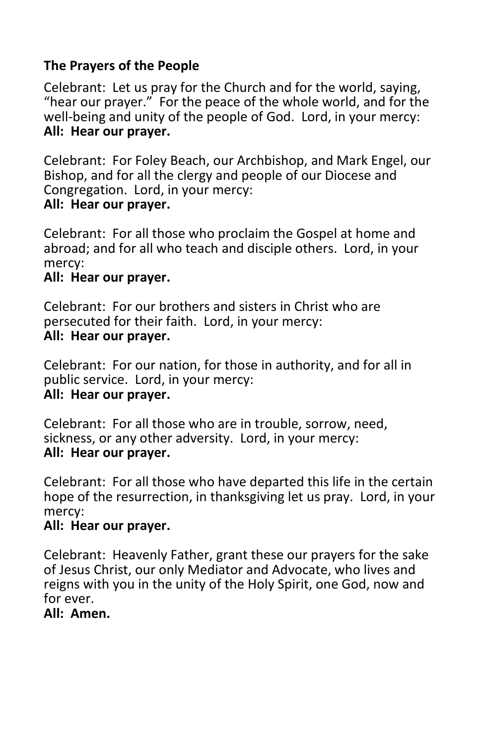### The Prayers of the People

Celebrant: Let us pray for the Church and for the world, saying, "hear our prayer." For the peace of the whole world, and for the well-being and unity of the people of God. Lord, in your mercy:
**All: Hear our prayer.**

Celebrant: For Foley Beach, our Archbishop, and Mark Engel, our Bishop, and for all the clergy and people of our Diocese and Congregation. Lord, in your mercy:
**All: Hear our prayer.**

Celebrant: For all those who proclaim the Gospel at home and abroad; and for all who teach and disciple others. Lord, in your mercy:
**All: Hear our prayer.**

Celebrant: For our brothers and sisters in Christ who are persecuted for their faith. Lord, in your mercy:
**All: Hear our prayer.**

Celebrant: For our nation, for those in authority, and for all in public service. Lord, in your mercy:
**All: Hear our prayer.**

Celebrant: For all those who are in trouble, sorrow, need, sickness, or any other adversity. Lord, in your mercy:
**All: Hear our prayer.**

Celebrant: For all those who have departed this life in the certain hope of the resurrection, in thanksgiving let us pray. Lord, in your mercy:
**All: Hear our prayer.**

Celebrant: Heavenly Father, grant these our prayers for the sake of Jesus Christ, our only Mediator and Advocate, who lives and reigns with you in the unity of the Holy Spirit, one God, now and for ever.
**All: Amen.**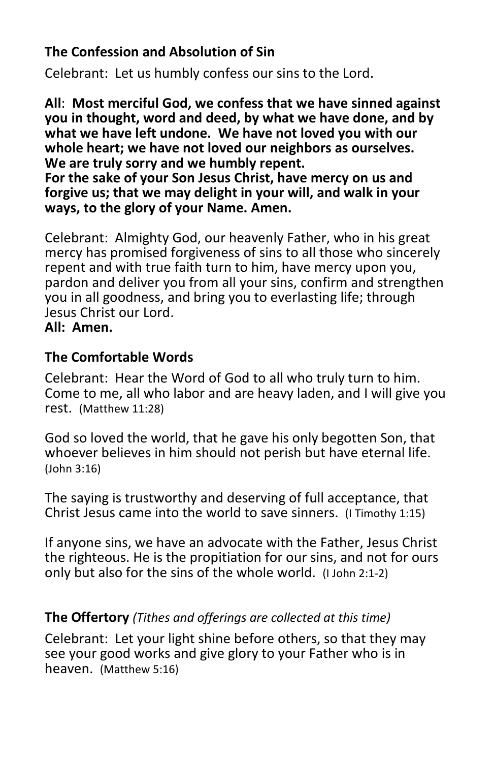**The Confession and Absolution of Sin**

Celebrant: Let us humbly confess our sins to the Lord.

**All**: **Most merciful God, we confess that we have sinned against you in thought, word and deed, by what we have done, and by what we have left undone. We have not loved you with our whole heart; we have not loved our neighbors as ourselves. We are truly sorry and we humbly repent.**
**For the sake of your Son Jesus Christ, have mercy on us and forgive us; that we may delight in your will, and walk in your ways, to the glory of your Name. Amen.**

Celebrant: Almighty God, our heavenly Father, who in his great mercy has promised forgiveness of sins to all those who sincerely repent and with true faith turn to him, have mercy upon you, pardon and deliver you from all your sins, confirm and strengthen you in all goodness, and bring you to everlasting life; through Jesus Christ our Lord.
**All: Amen.**

**The Comfortable Words**

Celebrant: Hear the Word of God to all who truly turn to him. Come to me, all who labor and are heavy laden, and I will give you rest. (Matthew 11:28)

God so loved the world, that he gave his only begotten Son, that whoever believes in him should not perish but have eternal life. (John 3:16)

The saying is trustworthy and deserving of full acceptance, that Christ Jesus came into the world to save sinners. (I Timothy 1:15)

If anyone sins, we have an advocate with the Father, Jesus Christ the righteous. He is the propitiation for our sins, and not for ours only but also for the sins of the whole world. (I John 2:1-2)

**The Offertory** *(Tithes and offerings are collected at this time)*

Celebrant: Let your light shine before others, so that they may see your good works and give glory to your Father who is in heaven. (Matthew 5:16)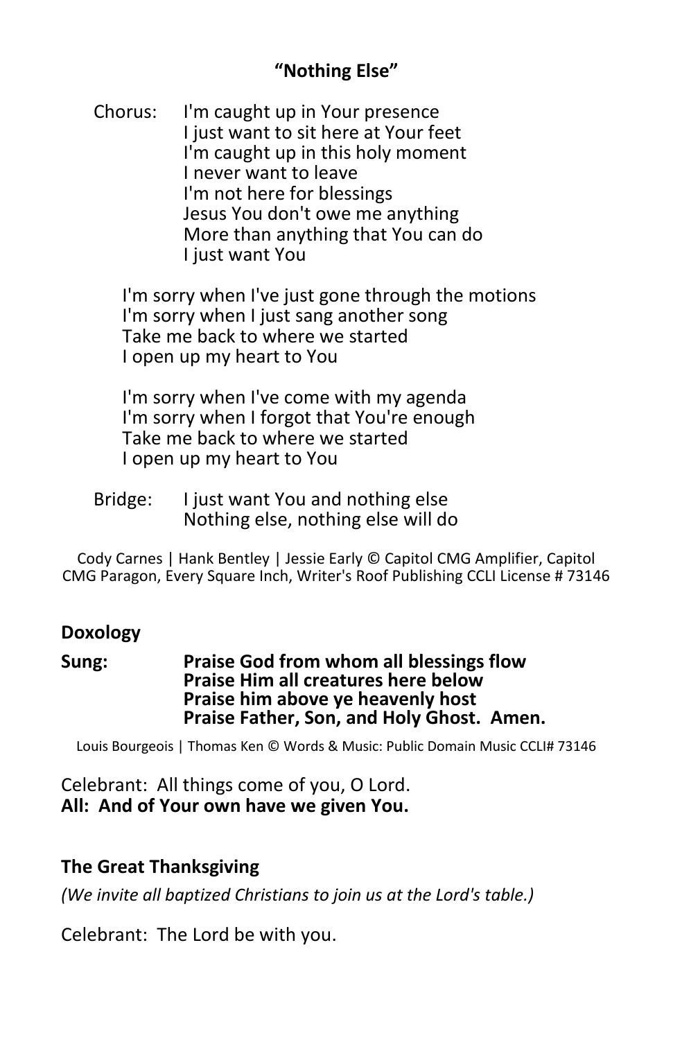### "Nothing Else"

Chorus: I'm caught up in Your presence
I just want to sit here at Your feet
I'm caught up in this holy moment
I never want to leave
I'm not here for blessings
Jesus You don't owe me anything
More than anything that You can do
I just want You

I'm sorry when I've just gone through the motions
I'm sorry when I just sang another song
Take me back to where we started
I open up my heart to You

I'm sorry when I've come with my agenda
I'm sorry when I forgot that You're enough
Take me back to where we started
I open up my heart to You

Bridge: I just want You and nothing else
Nothing else, nothing else will do

Cody Carnes | Hank Bentley | Jessie Early © Capitol CMG Amplifier, Capitol CMG Paragon, Every Square Inch, Writer's Roof Publishing CCLI License # 73146

**Doxology**

**Sung: Praise God from whom all blessings flow**
**Praise Him all creatures here below**
**Praise him above ye heavenly host**
**Praise Father, Son, and Holy Ghost. Amen.**

Louis Bourgeois | Thomas Ken © Words & Music: Public Domain Music CCLI# 73146

Celebrant: All things come of you, O Lord.
**All: And of Your own have we given You.**

**The Great Thanksgiving**

*(We invite all baptized Christians to join us at the Lord's table.)*

Celebrant: The Lord be with you.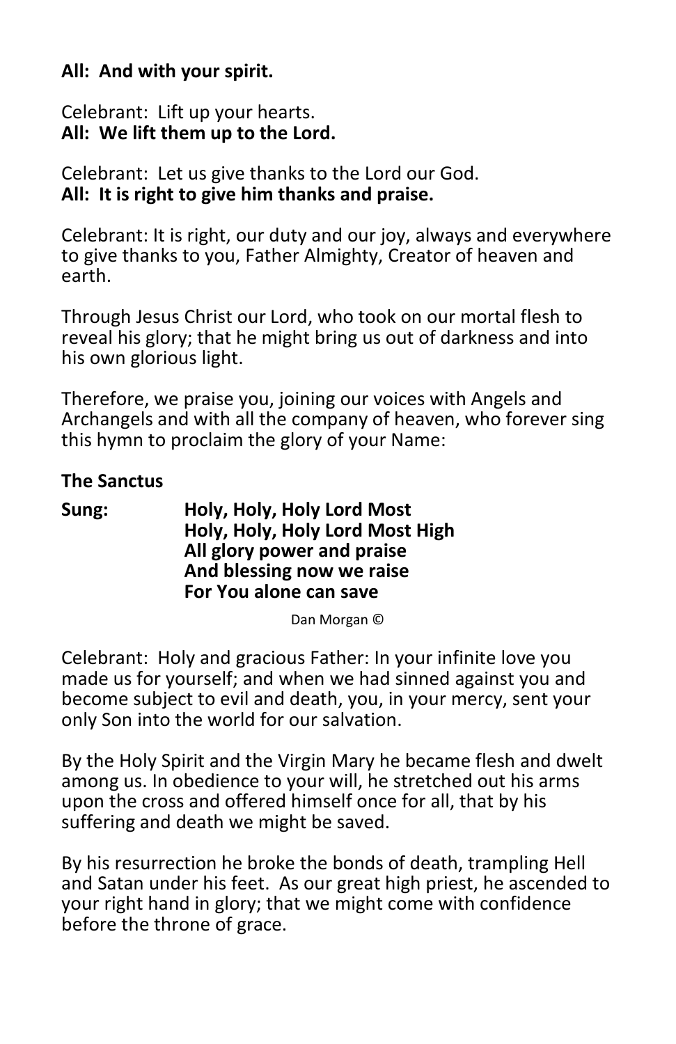**All: And with your spirit.**

Celebrant: Lift up your hearts.
**All: We lift them up to the Lord.**

Celebrant: Let us give thanks to the Lord our God.
**All: It is right to give him thanks and praise.**

Celebrant: It is right, our duty and our joy, always and everywhere to give thanks to you, Father Almighty, Creator of heaven and earth.

Through Jesus Christ our Lord, who took on our mortal flesh to reveal his glory; that he might bring us out of darkness and into his own glorious light.

Therefore, we praise you, joining our voices with Angels and Archangels and with all the company of heaven, who forever sing this hymn to proclaim the glory of your Name:

**The Sanctus**

**Sung:** **Holy, Holy, Holy Lord Most**
**Holy, Holy, Holy Lord Most High**
**All glory power and praise**
**And blessing now we raise**
**For You alone can save**

Dan Morgan ©

Celebrant: Holy and gracious Father: In your infinite love you made us for yourself; and when we had sinned against you and become subject to evil and death, you, in your mercy, sent your only Son into the world for our salvation.

By the Holy Spirit and the Virgin Mary he became flesh and dwelt among us. In obedience to your will, he stretched out his arms upon the cross and offered himself once for all, that by his suffering and death we might be saved.

By his resurrection he broke the bonds of death, trampling Hell and Satan under his feet. As our great high priest, he ascended to your right hand in glory; that we might come with confidence before the throne of grace.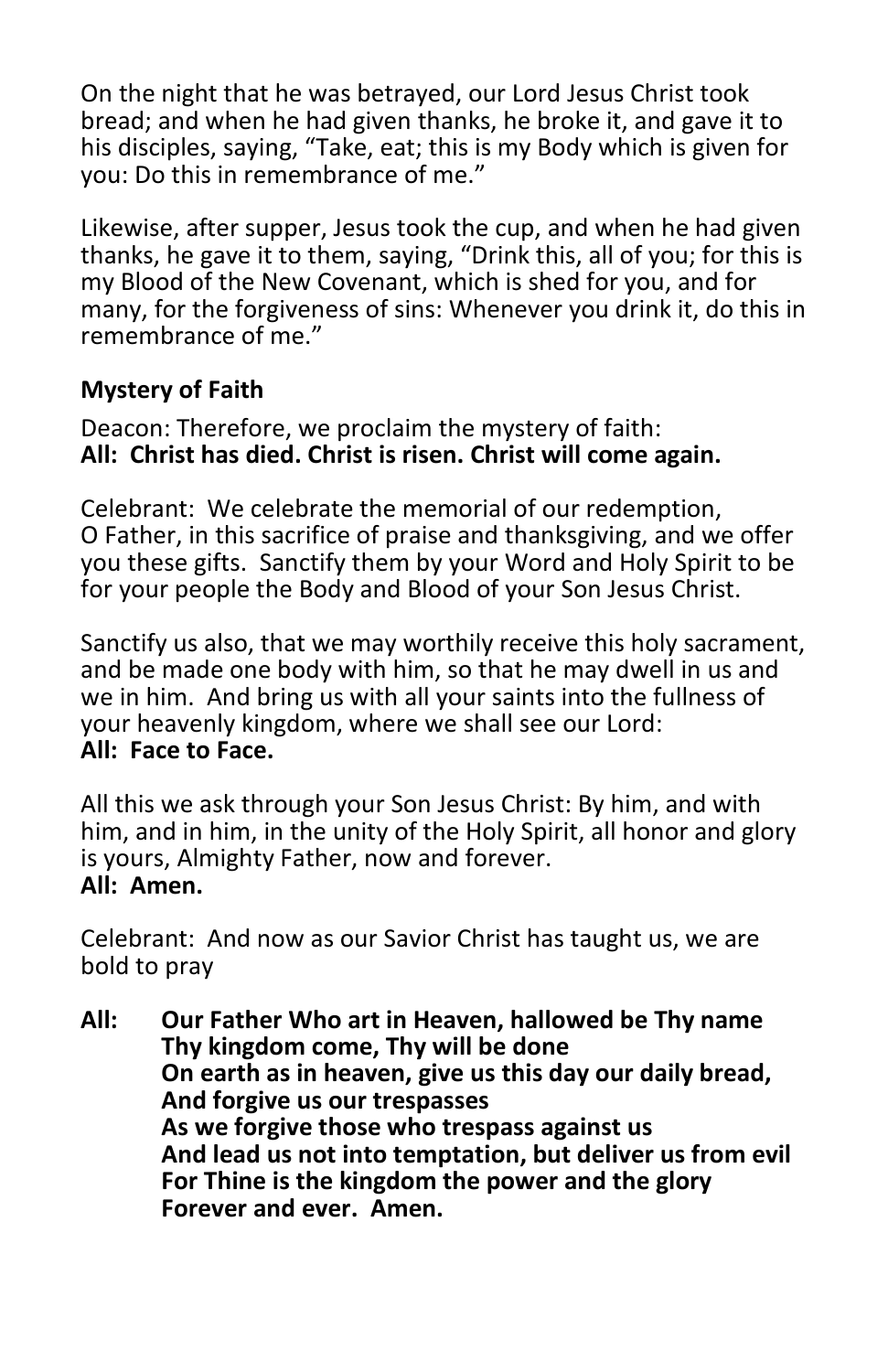On the night that he was betrayed, our Lord Jesus Christ took bread; and when he had given thanks, he broke it, and gave it to his disciples, saying, "Take, eat; this is my Body which is given for you: Do this in remembrance of me."

Likewise, after supper, Jesus took the cup, and when he had given thanks, he gave it to them, saying, "Drink this, all of you; for this is my Blood of the New Covenant, which is shed for you, and for many, for the forgiveness of sins: Whenever you drink it, do this in remembrance of me."

**Mystery of Faith**

Deacon: Therefore, we proclaim the mystery of faith:
**All: Christ has died. Christ is risen. Christ will come again.**

Celebrant: We celebrate the memorial of our redemption, O Father, in this sacrifice of praise and thanksgiving, and we offer you these gifts. Sanctify them by your Word and Holy Spirit to be for your people the Body and Blood of your Son Jesus Christ.

Sanctify us also, that we may worthily receive this holy sacrament, and be made one body with him, so that he may dwell in us and we in him. And bring us with all your saints into the fullness of your heavenly kingdom, where we shall see our Lord:
**All: Face to Face.**

All this we ask through your Son Jesus Christ: By him, and with him, and in him, in the unity of the Holy Spirit, all honor and glory is yours, Almighty Father, now and forever.
**All: Amen.**

Celebrant: And now as our Savior Christ has taught us, we are bold to pray

**All: Our Father Who art in Heaven, hallowed be Thy name**
**Thy kingdom come, Thy will be done**
**On earth as in heaven, give us this day our daily bread,**
**And forgive us our trespasses**
**As we forgive those who trespass against us**
**And lead us not into temptation, but deliver us from evil**
**For Thine is the kingdom the power and the glory**
**Forever and ever. Amen.**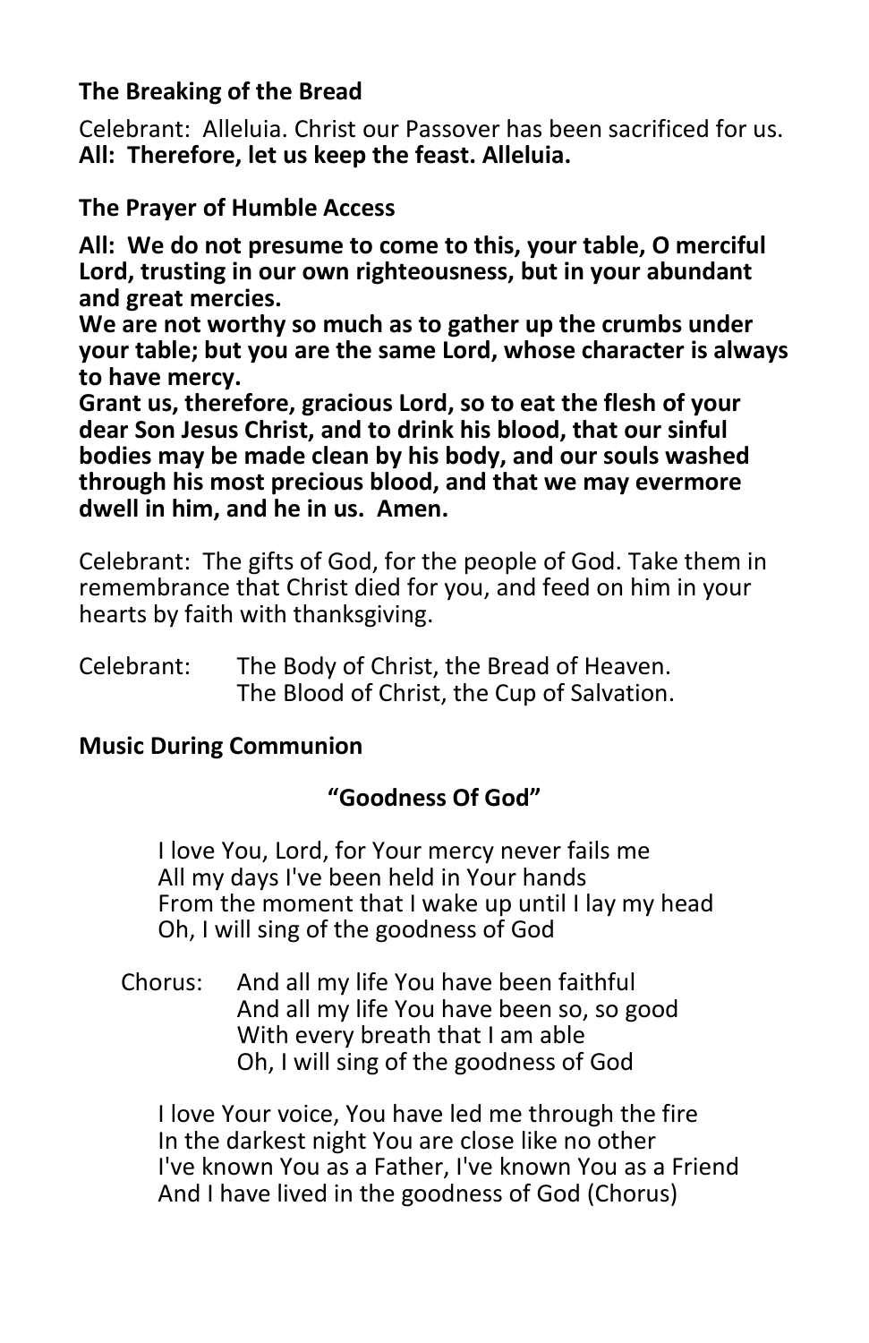**The Breaking of the Bread**

Celebrant: Alleluia. Christ our Passover has been sacrificed for us.
**All: Therefore, let us keep the feast. Alleluia.**

**The Prayer of Humble Access**

**All: We do not presume to come to this, your table, O merciful Lord, trusting in our own righteousness, but in your abundant and great mercies.**
**We are not worthy so much as to gather up the crumbs under your table; but you are the same Lord, whose character is always to have mercy.**
**Grant us, therefore, gracious Lord, so to eat the flesh of your dear Son Jesus Christ, and to drink his blood, that our sinful bodies may be made clean by his body, and our souls washed through his most precious blood, and that we may evermore dwell in him, and he in us. Amen.**

Celebrant: The gifts of God, for the people of God. Take them in remembrance that Christ died for you, and feed on him in your hearts by faith with thanksgiving.

Celebrant: The Body of Christ, the Bread of Heaven.
The Blood of Christ, the Cup of Salvation.

**Music During Communion**

**"Goodness Of God"**

I love You, Lord, for Your mercy never fails me
All my days I've been held in Your hands
From the moment that I wake up until I lay my head
Oh, I will sing of the goodness of God

Chorus: And all my life You have been faithful
And all my life You have been so, so good
With every breath that I am able
Oh, I will sing of the goodness of God

I love Your voice, You have led me through the fire
In the darkest night You are close like no other
I've known You as a Father, I've known You as a Friend
And I have lived in the goodness of God (Chorus)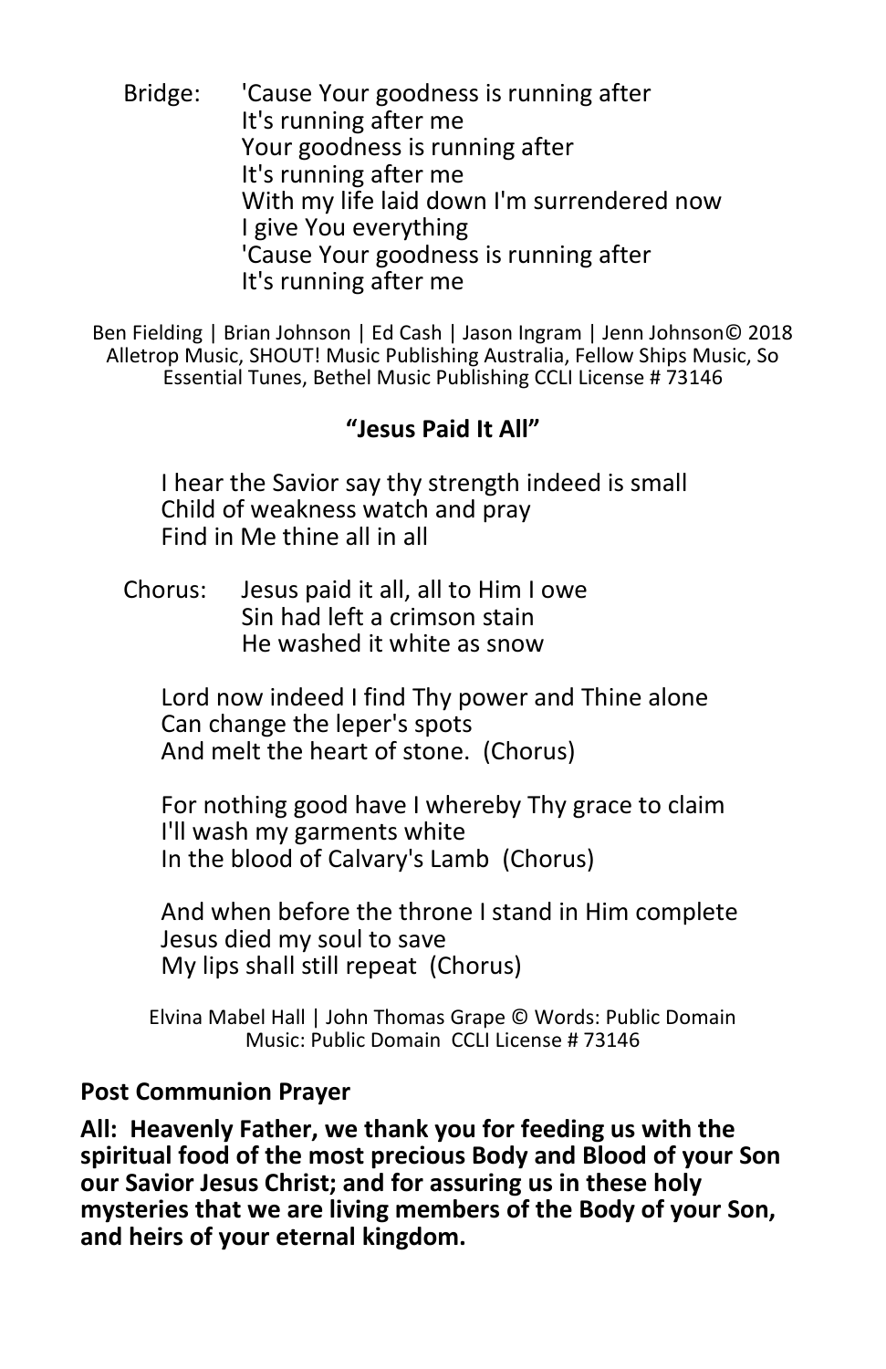Bridge: 'Cause Your goodness is running after
It's running after me
Your goodness is running after
It's running after me
With my life laid down I'm surrendered now
I give You everything
'Cause Your goodness is running after
It's running after me

Ben Fielding | Brian Johnson | Ed Cash | Jason Ingram | Jenn Johnson© 2018 Alletrop Music, SHOUT! Music Publishing Australia, Fellow Ships Music, So Essential Tunes, Bethel Music Publishing CCLI License # 73146

**"Jesus Paid It All"**

I hear the Savior say thy strength indeed is small
Child of weakness watch and pray
Find in Me thine all in all

Chorus: Jesus paid it all, all to Him I owe
Sin had left a crimson stain
He washed it white as snow

Lord now indeed I find Thy power and Thine alone
Can change the leper's spots
And melt the heart of stone. (Chorus)

For nothing good have I whereby Thy grace to claim
I'll wash my garments white
In the blood of Calvary's Lamb (Chorus)

And when before the throne I stand in Him complete
Jesus died my soul to save
My lips shall still repeat (Chorus)

Elvina Mabel Hall | John Thomas Grape © Words: Public Domain Music: Public Domain CCLI License # 73146

**Post Communion Prayer**

**All: Heavenly Father, we thank you for feeding us with the spiritual food of the most precious Body and Blood of your Son our Savior Jesus Christ; and for assuring us in these holy mysteries that we are living members of the Body of your Son, and heirs of your eternal kingdom.**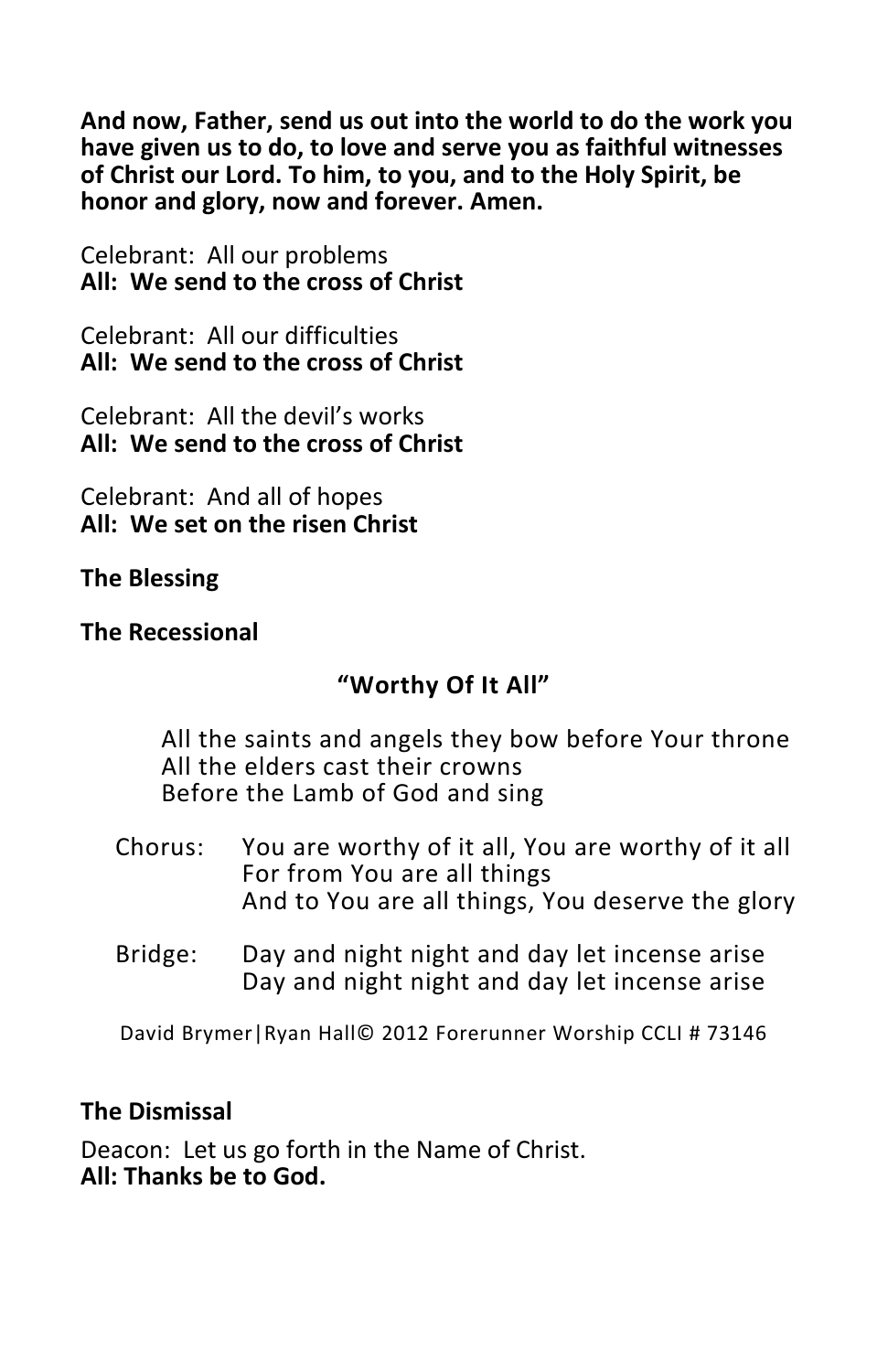**And now, Father, send us out into the world to do the work you have given us to do, to love and serve you as faithful witnesses of Christ our Lord. To him, to you, and to the Holy Spirit, be honor and glory, now and forever. Amen.**

Celebrant: All our problems
**All: We send to the cross of Christ**

Celebrant: All our difficulties
**All: We send to the cross of Christ**

Celebrant: All the devil's works
**All: We send to the cross of Christ**

Celebrant: And all of hopes
**All: We set on the risen Christ**

**The Blessing**

**The Recessional**

**"Worthy Of It All"**

All the saints and angels they bow before Your throne
All the elders cast their crowns
Before the Lamb of God and sing

Chorus: You are worthy of it all, You are worthy of it all
For from You are all things
And to You are all things, You deserve the glory

Bridge: Day and night night and day let incense arise
Day and night night and day let incense arise

David Brymer|Ryan Hall© 2012 Forerunner Worship CCLI # 73146

**The Dismissal**

Deacon: Let us go forth in the Name of Christ.
**All: Thanks be to God.**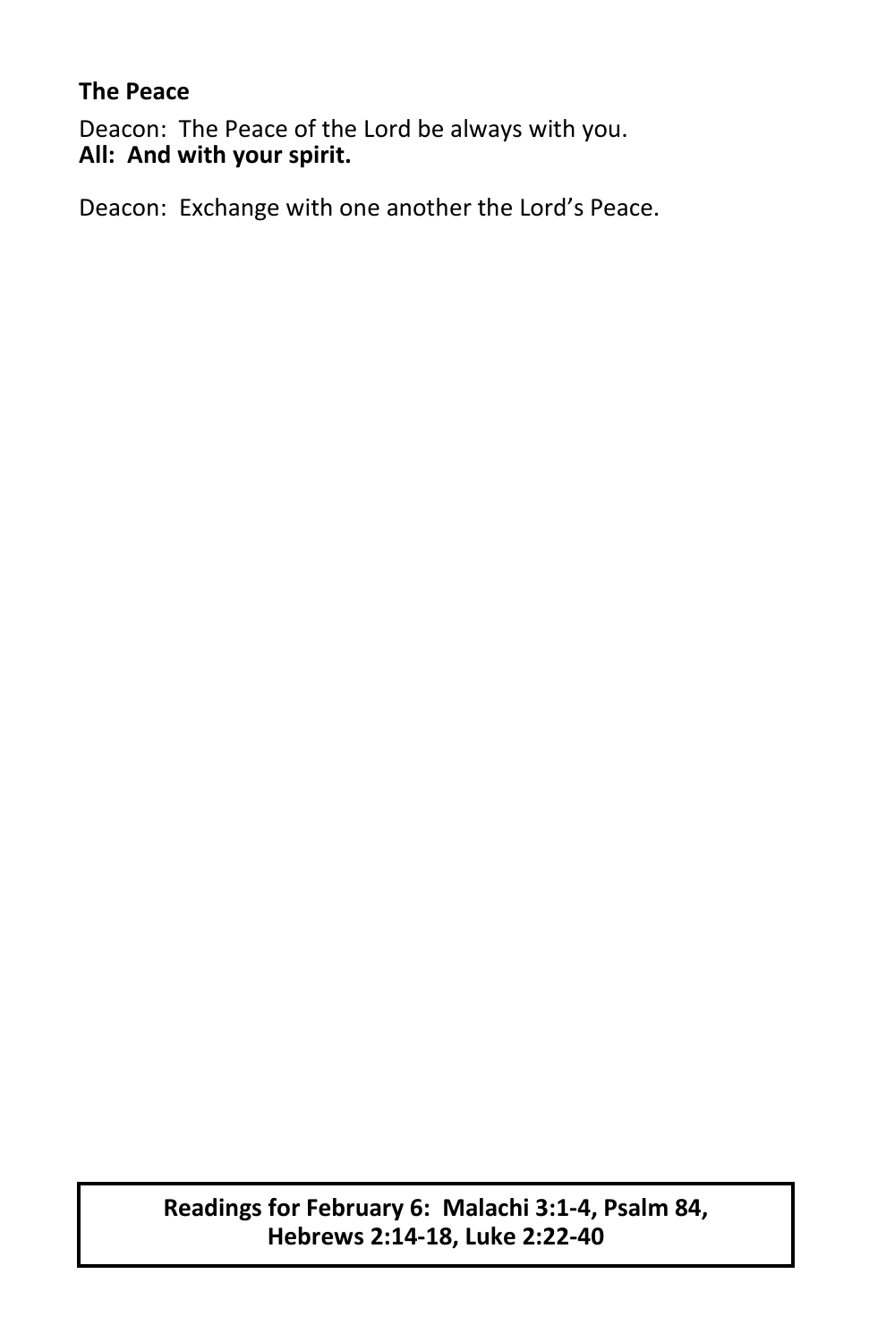**The Peace**

Deacon: The Peace of the Lord be always with you.
**All: And with your spirit.**

Deacon: Exchange with one another the Lord's Peace.

**Readings for February 6: Malachi 3:1-4, Psalm 84, Hebrews 2:14-18, Luke 2:22-40**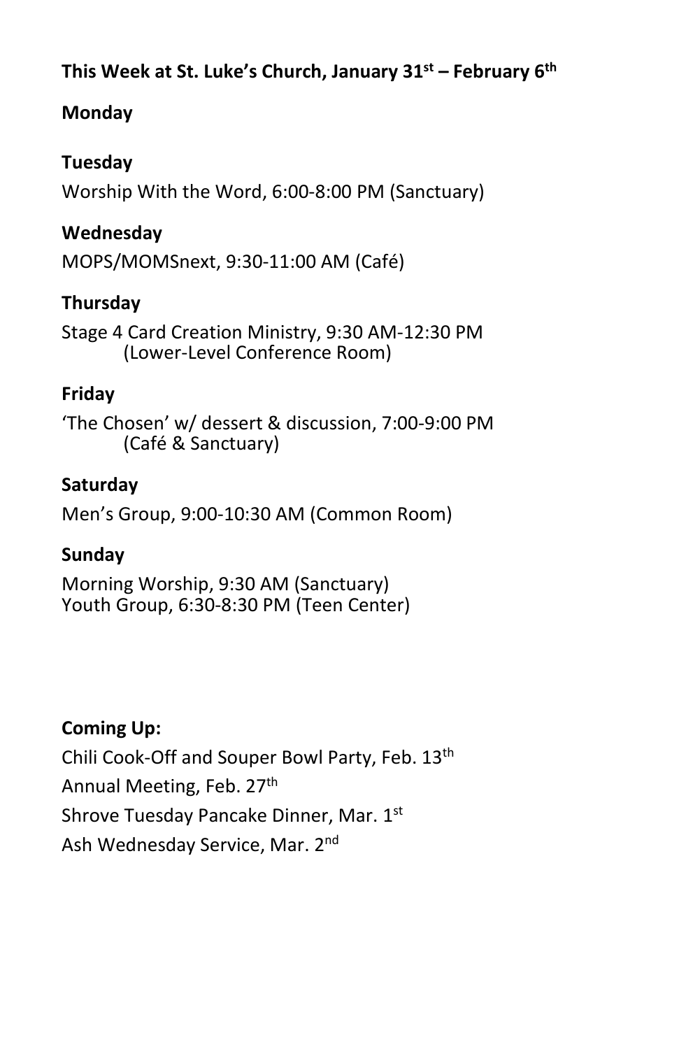**This Week at St. Luke's Church, January 31st – February 6th**

**Monday**

**Tuesday**

Worship With the Word, 6:00-8:00 PM (Sanctuary)

**Wednesday**

MOPS/MOMSnext, 9:30-11:00 AM (Café)

**Thursday**

Stage 4 Card Creation Ministry, 9:30 AM-12:30 PM (Lower-Level Conference Room)

**Friday**

'The Chosen' w/ dessert & discussion, 7:00-9:00 PM (Café & Sanctuary)

**Saturday**

Men's Group, 9:00-10:30 AM (Common Room)

**Sunday**

Morning Worship, 9:30 AM (Sanctuary)
Youth Group, 6:30-8:30 PM (Teen Center)

**Coming Up:**

Chili Cook-Off and Souper Bowl Party, Feb. 13th
Annual Meeting, Feb. 27th
Shrove Tuesday Pancake Dinner, Mar. 1st
Ash Wednesday Service, Mar. 2nd